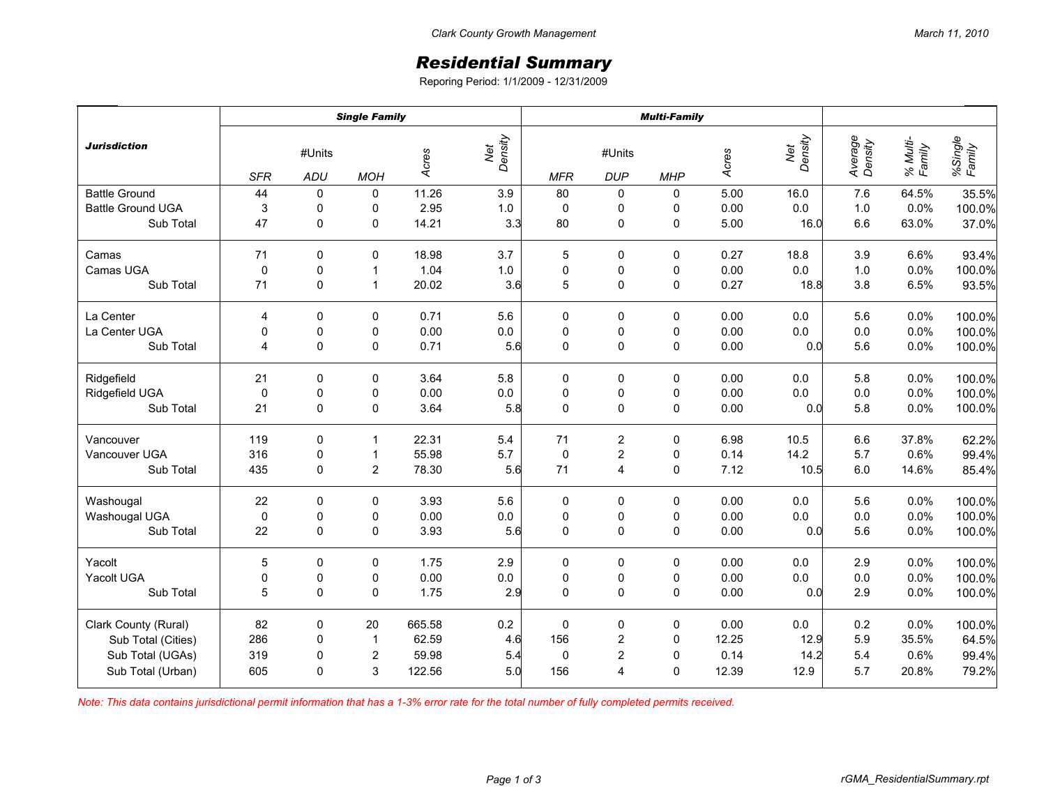Clark County Growth Management

March 11, 2010

# Residential Summary

Reporing Period: 1/1/2009 - 12/31/2009

| Jurisdiction | Single Family | | | | | Multi-Family | | | | | | | |
|---|---|---|---|---|---|---|---|---|---|---|---|---|---|
| | #Units | | | Acres | Net Density | #Units | | | Acres | Net Density | Average Density | % Multi-Family | %Single Family |
| | SFR | ADU | MOH | | | MFR | DUP | MHP | | | | | |
| Battle Ground | 44 | 0 | 0 | 11.26 | 3.9 | 80 | 0 | 0 | 5.00 | 16.0 | 7.6 | 64.5% | 35.5% |
| Battle Ground UGA | 3 | 0 | 0 | 2.95 | 1.0 | 0 | 0 | 0 | 0.00 | 0.0 | 1.0 | 0.0% | 100.0% |
| Sub Total | 47 | 0 | 0 | 14.21 | 3.3 | 80 | 0 | 0 | 5.00 | 16.0 | 6.6 | 63.0% | 37.0% |
| Camas | 71 | 0 | 0 | 18.98 | 3.7 | 5 | 0 | 0 | 0.27 | 18.8 | 3.9 | 6.6% | 93.4% |
| Camas UGA | 0 | 0 | 1 | 1.04 | 1.0 | 0 | 0 | 0 | 0.00 | 0.0 | 1.0 | 0.0% | 100.0% |
| Sub Total | 71 | 0 | 1 | 20.02 | 3.6 | 5 | 0 | 0 | 0.27 | 18.8 | 3.8 | 6.5% | 93.5% |
| La Center | 4 | 0 | 0 | 0.71 | 5.6 | 0 | 0 | 0 | 0.00 | 0.0 | 5.6 | 0.0% | 100.0% |
| La Center UGA | 0 | 0 | 0 | 0.00 | 0.0 | 0 | 0 | 0 | 0.00 | 0.0 | 0.0 | 0.0% | 100.0% |
| Sub Total | 4 | 0 | 0 | 0.71 | 5.6 | 0 | 0 | 0 | 0.00 | 0.0 | 5.6 | 0.0% | 100.0% |
| Ridgefield | 21 | 0 | 0 | 3.64 | 5.8 | 0 | 0 | 0 | 0.00 | 0.0 | 5.8 | 0.0% | 100.0% |
| Ridgefield UGA | 0 | 0 | 0 | 0.00 | 0.0 | 0 | 0 | 0 | 0.00 | 0.0 | 0.0 | 0.0% | 100.0% |
| Sub Total | 21 | 0 | 0 | 3.64 | 5.8 | 0 | 0 | 0 | 0.00 | 0.0 | 5.8 | 0.0% | 100.0% |
| Vancouver | 119 | 0 | 1 | 22.31 | 5.4 | 71 | 2 | 0 | 6.98 | 10.5 | 6.6 | 37.8% | 62.2% |
| Vancouver UGA | 316 | 0 | 1 | 55.98 | 5.7 | 0 | 2 | 0 | 0.14 | 14.2 | 5.7 | 0.6% | 99.4% |
| Sub Total | 435 | 0 | 2 | 78.30 | 5.6 | 71 | 4 | 0 | 7.12 | 10.5 | 6.0 | 14.6% | 85.4% |
| Washougal | 22 | 0 | 0 | 3.93 | 5.6 | 0 | 0 | 0 | 0.00 | 0.0 | 5.6 | 0.0% | 100.0% |
| Washougal UGA | 0 | 0 | 0 | 0.00 | 0.0 | 0 | 0 | 0 | 0.00 | 0.0 | 0.0 | 0.0% | 100.0% |
| Sub Total | 22 | 0 | 0 | 3.93 | 5.6 | 0 | 0 | 0 | 0.00 | 0.0 | 5.6 | 0.0% | 100.0% |
| Yacolt | 5 | 0 | 0 | 1.75 | 2.9 | 0 | 0 | 0 | 0.00 | 0.0 | 2.9 | 0.0% | 100.0% |
| Yacolt UGA | 0 | 0 | 0 | 0.00 | 0.0 | 0 | 0 | 0 | 0.00 | 0.0 | 0.0 | 0.0% | 100.0% |
| Sub Total | 5 | 0 | 0 | 1.75 | 2.9 | 0 | 0 | 0 | 0.00 | 0.0 | 2.9 | 0.0% | 100.0% |
| Clark County (Rural) | 82 | 0 | 20 | 665.58 | 0.2 | 0 | 0 | 0 | 0.00 | 0.0 | 0.2 | 0.0% | 100.0% |
| Sub Total (Cities) | 286 | 0 | 1 | 62.59 | 4.6 | 156 | 2 | 0 | 12.25 | 12.9 | 5.9 | 35.5% | 64.5% |
| Sub Total (UGAs) | 319 | 0 | 2 | 59.98 | 5.4 | 0 | 2 | 0 | 0.14 | 14.2 | 5.4 | 0.6% | 99.4% |
| Sub Total (Urban) | 605 | 0 | 3 | 122.56 | 5.0 | 156 | 4 | 0 | 12.39 | 12.9 | 5.7 | 20.8% | 79.2% |

*Note: This data contains jurisdictional permit information that has a 1-3% error rate for the total number of fully completed permits received.*

rGMA_ResidentialSummary.rpt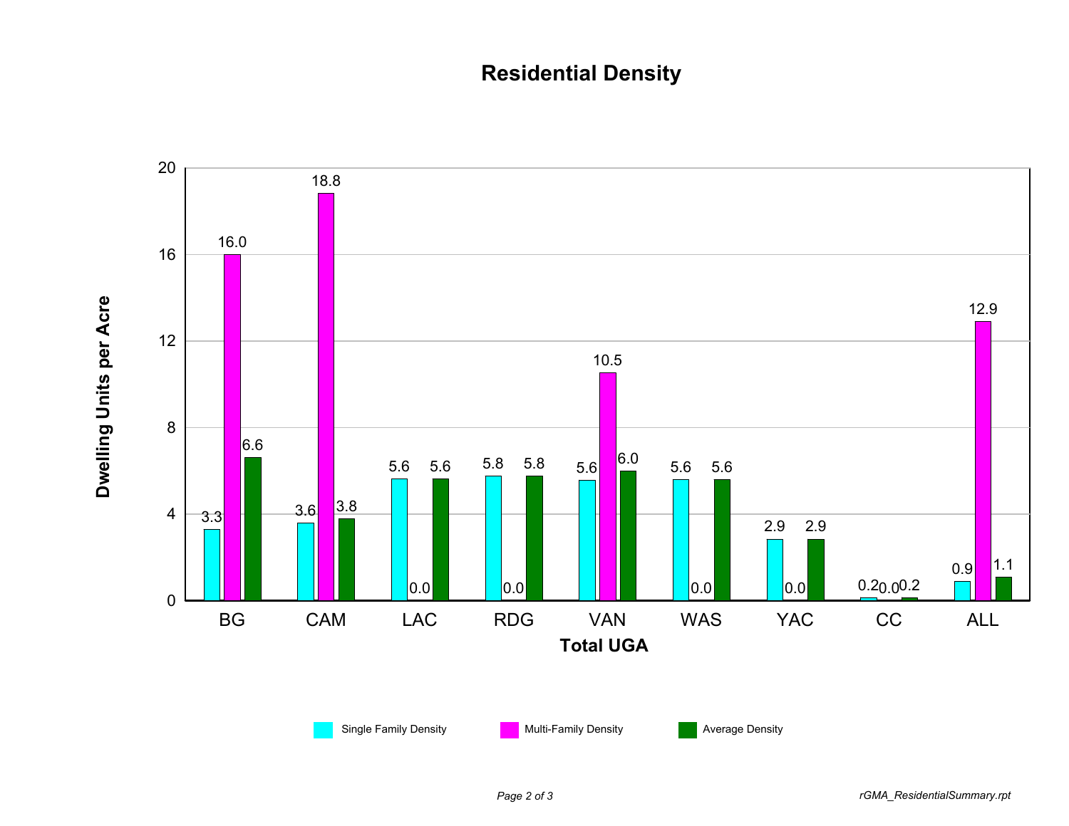# Residential Density

| Total UGA | Single Family Density | Multi-Family Density | Average Density |
|---|---|---|---|
| BG | 3.3 | 16.0 | 6.6 |
| CAM | 3.6 | 18.8 | 3.8 |
| LAC | 5.6 | 0.0 | 5.6 |
| RDG | 5.8 | 0.0 | 5.8 |
| VAN | 5.6 | 10.5 | 6.0 |
| WAS | 5.6 | 0.0 | 5.6 |
| YAC | 2.9 | 0.0 | 2.9 |
| CC | 0.2 | 0.0 | 0.2 |
| ALL | 0.9 | 12.9 | 1.1 |

Dwelling Units per Acre

rGMA_ResidentialSummary.rpt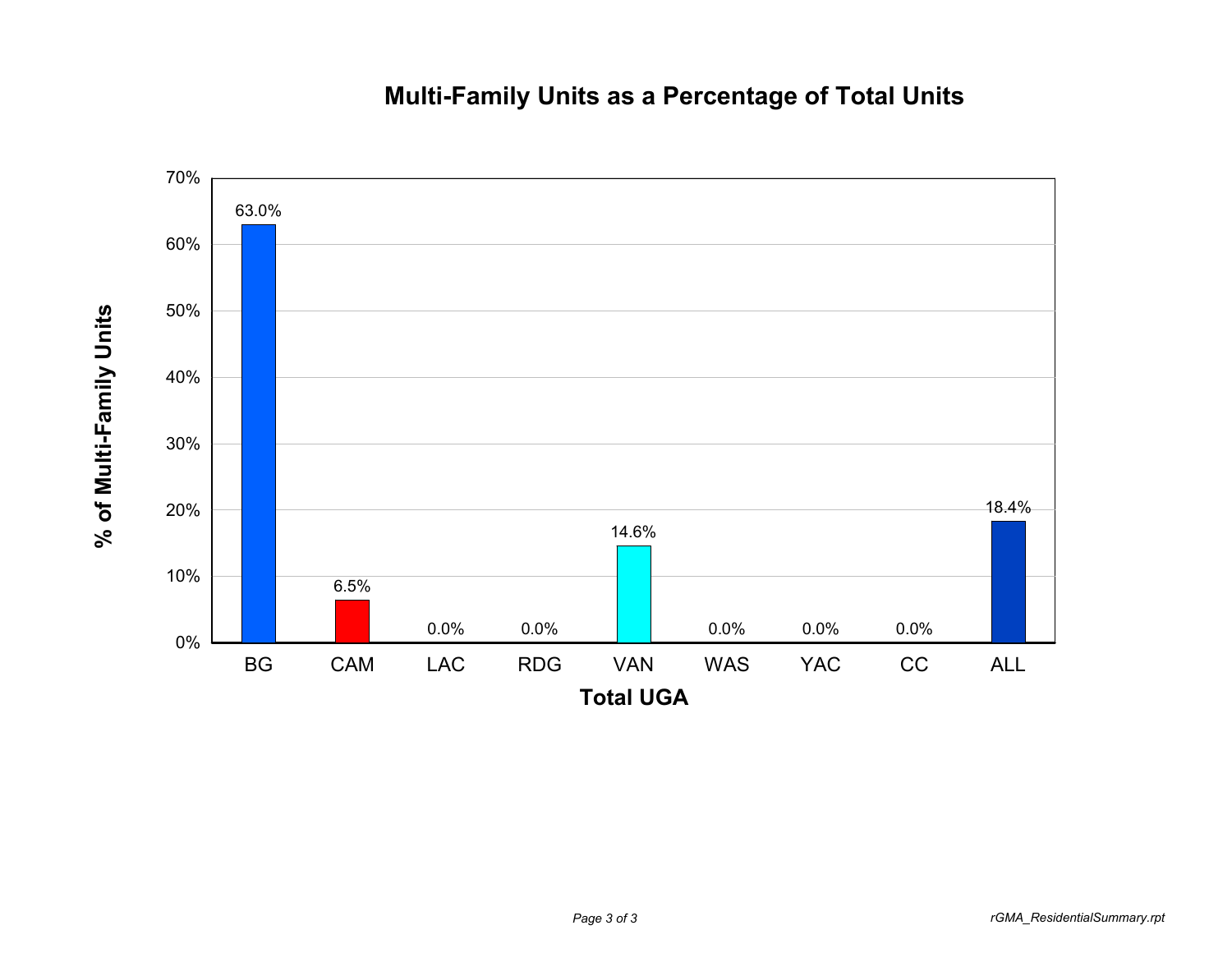## Multi-Family Units as a Percentage of Total Units

| Total UGA | % of Multi-Family Units |
|---|---|
| BG | 63.0% |
| CAM | 6.5% |
| LAC | 0.0% |
| RDG | 0.0% |
| VAN | 14.6% |
| WAS | 0.0% |
| YAC | 0.0% |
| CC | 0.0% |
| ALL | 18.4% |

*rGMA_ResidentialSummary.rpt*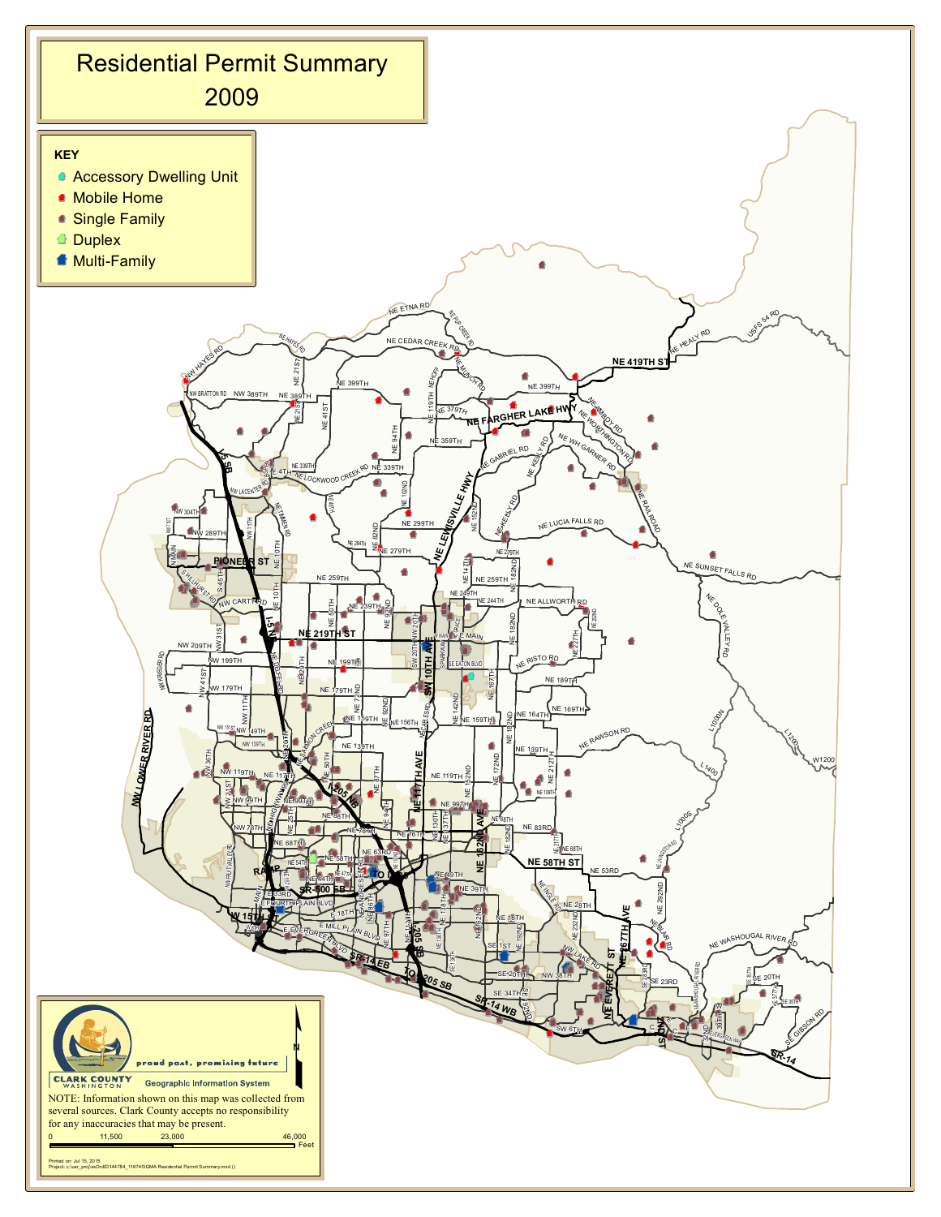# Residential Permit Summary 2009

**KEY**

- Accessory Dwelling Unit
- Mobile Home
- Single Family
- Duplex
- Multi-Family

CLARK COUNTY WASHINGTON

proud past, promising future

Geographic Information System

NOTE: Information shown on this map was collected from several sources. Clark County accepts no responsibility for any inaccuracies that may be present.

0 11,500 23,000 46,000 Feet

Printed on: Jul 15, 2015

Project: c:\usr_proj\ocOrd\D144784_116740\GMA Residential Permit Summary.mxd ()